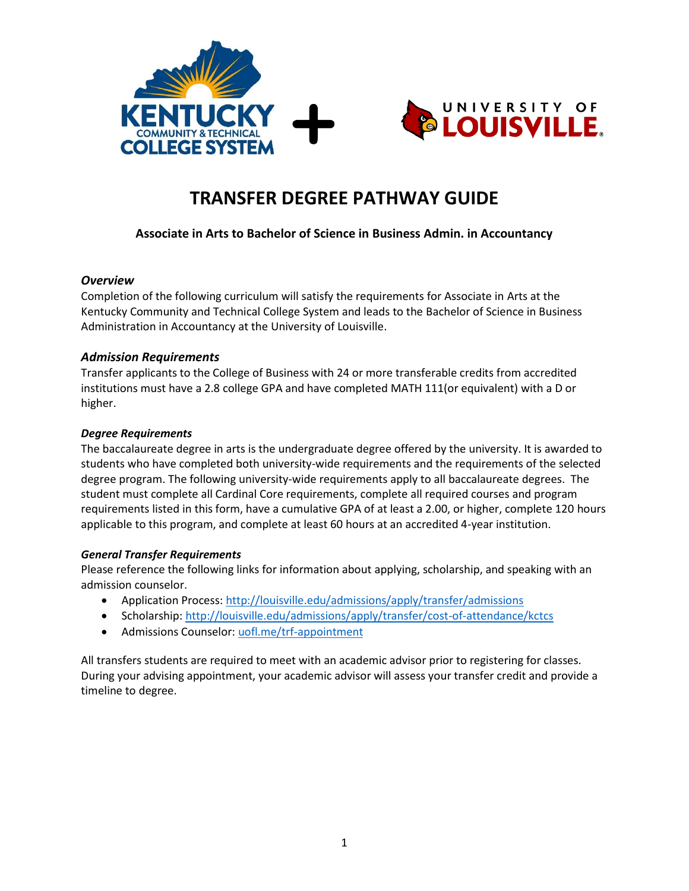# TRANSFER DEGREE PATHWAY GUIDE

**Associate in Arts to Bachelor of Science in Business Admin. in Accountancy**

### *Overview*

Completion of the following curriculum will satisfy the requirements for Associate in Arts at the Kentucky Community and Technical College System and leads to the Bachelor of Science in Business Administration in Accountancy at the University of Louisville.

### *Admission Requirements*

Transfer applicants to the College of Business with 24 or more transferable credits from accredited institutions must have a 2.8 college GPA and have completed MATH 111(or equivalent) with a D or higher.

#### *Degree Requirements*

The baccalaureate degree in arts is the undergraduate degree offered by the university. It is awarded to students who have completed both university-wide requirements and the requirements of the selected degree program. The following university-wide requirements apply to all baccalaureate degrees. The student must complete all Cardinal Core requirements, complete all required courses and program requirements listed in this form, have a cumulative GPA of at least a 2.00, or higher, complete 120 hours applicable to this program, and complete at least 60 hours at an accredited 4-year institution.

#### *General Transfer Requirements*

Please reference the following links for information about applying, scholarship, and speaking with an admission counselor.

- Application Process: http://louisville.edu/admissions/apply/transfer/admissions
- Scholarship: http://louisville.edu/admissions/apply/transfer/cost-of-attendance/kctcs
- Admissions Counselor: uofl.me/trf-appointment

All transfers students are required to meet with an academic advisor prior to registering for classes. During your advising appointment, your academic advisor will assess your transfer credit and provide a timeline to degree.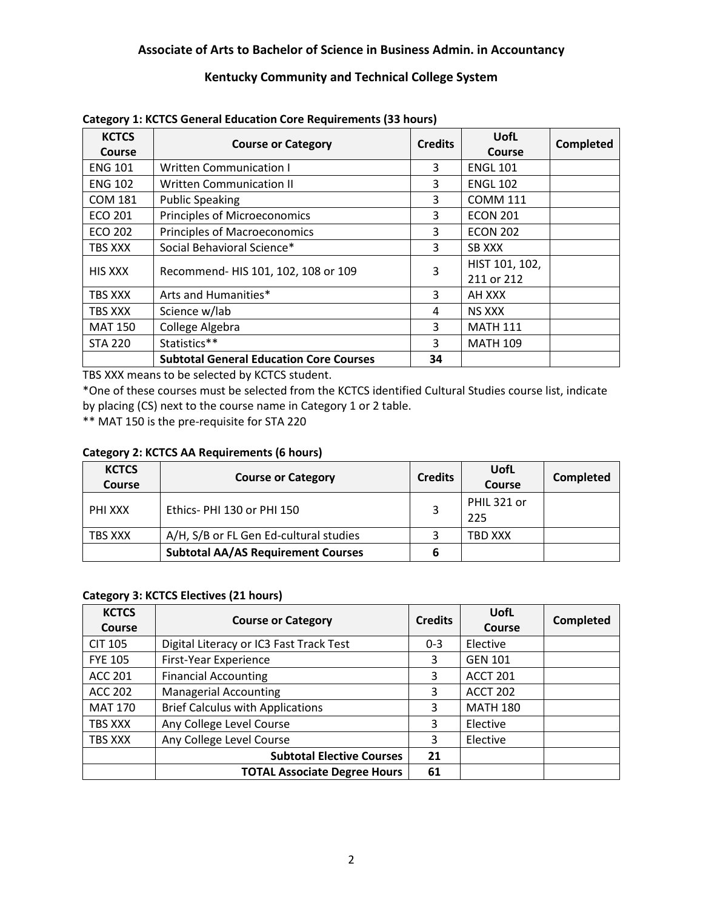## Associate of Arts to Bachelor of Science in Business Admin. in Accountancy

## Kentucky Community and Technical College System

**Category 1: KCTCS General Education Core Requirements (33 hours)**

| KCTCS Course | Course or Category | Credits | UofL Course | Completed |
|---|---|---|---|---|
| ENG 101 | Written Communication I | 3 | ENGL 101 | |
| ENG 102 | Written Communication II | 3 | ENGL 102 | |
| COM 181 | Public Speaking | 3 | COMM 111 | |
| ECO 201 | Principles of Microeconomics | 3 | ECON 201 | |
| ECO 202 | Principles of Macroeconomics | 3 | ECON 202 | |
| TBS XXX | Social Behavioral Science* | 3 | SB XXX | |
| HIS XXX | Recommend- HIS 101, 102, 108 or 109 | 3 | HIST 101, 102, 211 or 212 | |
| TBS XXX | Arts and Humanities* | 3 | AH XXX | |
| TBS XXX | Science w/lab | 4 | NS XXX | |
| MAT 150 | College Algebra | 3 | MATH 111 | |
| STA 220 | Statistics** | 3 | MATH 109 | |
| | **Subtotal General Education Core Courses** | **34** | | |

TBS XXX means to be selected by KCTCS student.

*One of these courses must be selected from the KCTCS identified Cultural Studies course list, indicate by placing (CS) next to the course name in Category 1 or 2 table.

** MAT 150 is the pre-requisite for STA 220

**Category 2: KCTCS AA Requirements (6 hours)**

| KCTCS Course | Course or Category | Credits | UofL Course | Completed |
|---|---|---|---|---|
| PHI XXX | Ethics- PHI 130 or PHI 150 | 3 | PHIL 321 or 225 | |
| TBS XXX | A/H, S/B or FL Gen Ed-cultural studies | 3 | TBD XXX | |
| | **Subtotal AA/AS Requirement Courses** | **6** | | |

**Category 3: KCTCS Electives (21 hours)**

| KCTCS Course | Course or Category | Credits | UofL Course | Completed |
|---|---|---|---|---|
| CIT 105 | Digital Literacy or IC3 Fast Track Test | 0-3 | Elective | |
| FYE 105 | First-Year Experience | 3 | GEN 101 | |
| ACC 201 | Financial Accounting | 3 | ACCT 201 | |
| ACC 202 | Managerial Accounting | 3 | ACCT 202 | |
| MAT 170 | Brief Calculus with Applications | 3 | MATH 180 | |
| TBS XXX | Any College Level Course | 3 | Elective | |
| TBS XXX | Any College Level Course | 3 | Elective | |
| | **Subtotal Elective Courses** | **21** | | |
| | **TOTAL Associate Degree Hours** | **61** | | |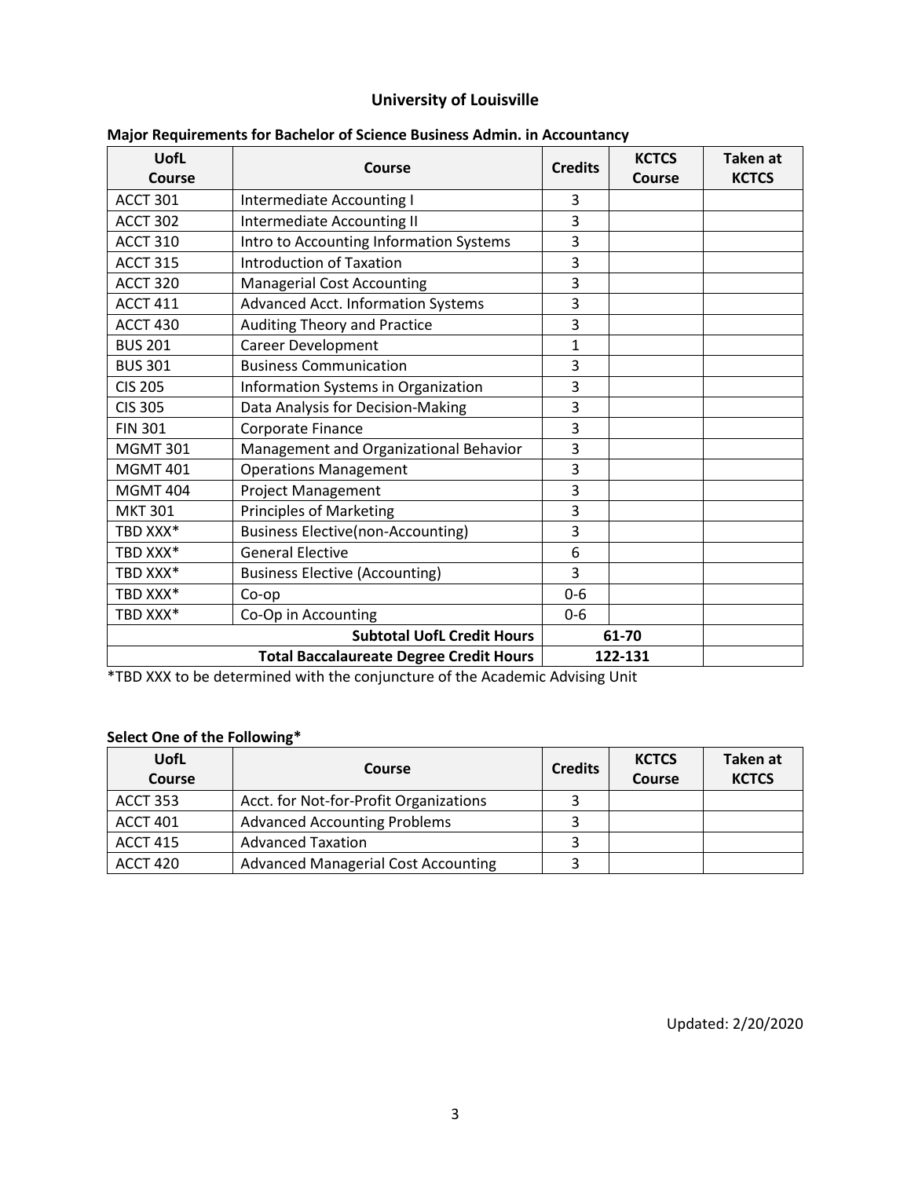# University of Louisville

**Major Requirements for Bachelor of Science Business Admin. in Accountancy**

| UofL Course | Course | Credits | KCTCS Course | Taken at KCTCS |
|---|---|---|---|---|
| ACCT 301 | Intermediate Accounting I | 3 | | |
| ACCT 302 | Intermediate Accounting II | 3 | | |
| ACCT 310 | Intro to Accounting Information Systems | 3 | | |
| ACCT 315 | Introduction of Taxation | 3 | | |
| ACCT 320 | Managerial Cost Accounting | 3 | | |
| ACCT 411 | Advanced Acct. Information Systems | 3 | | |
| ACCT 430 | Auditing Theory and Practice | 3 | | |
| BUS 201 | Career Development | 1 | | |
| BUS 301 | Business Communication | 3 | | |
| CIS 205 | Information Systems in Organization | 3 | | |
| CIS 305 | Data Analysis for Decision-Making | 3 | | |
| FIN 301 | Corporate Finance | 3 | | |
| MGMT 301 | Management and Organizational Behavior | 3 | | |
| MGMT 401 | Operations Management | 3 | | |
| MGMT 404 | Project Management | 3 | | |
| MKT 301 | Principles of Marketing | 3 | | |
| TBD XXX* | Business Elective(non-Accounting) | 3 | | |
| TBD XXX* | General Elective | 6 | | |
| TBD XXX* | Business Elective (Accounting) | 3 | | |
| TBD XXX* | Co-op | 0-6 | | |
| TBD XXX* | Co-Op in Accounting | 0-6 | | |
| | **Subtotal UofL Credit Hours** | **61-70** | | |
| | **Total Baccalaureate Degree Credit Hours** | **122-131** | | |

*TBD XXX to be determined with the conjuncture of the Academic Advising Unit

**Select One of the Following***

| UofL Course | Course | Credits | KCTCS Course | Taken at KCTCS |
|---|---|---|---|---|
| ACCT 353 | Acct. for Not-for-Profit Organizations | 3 | | |
| ACCT 401 | Advanced Accounting Problems | 3 | | |
| ACCT 415 | Advanced Taxation | 3 | | |
| ACCT 420 | Advanced Managerial Cost Accounting | 3 | | |

Updated: 2/20/2020